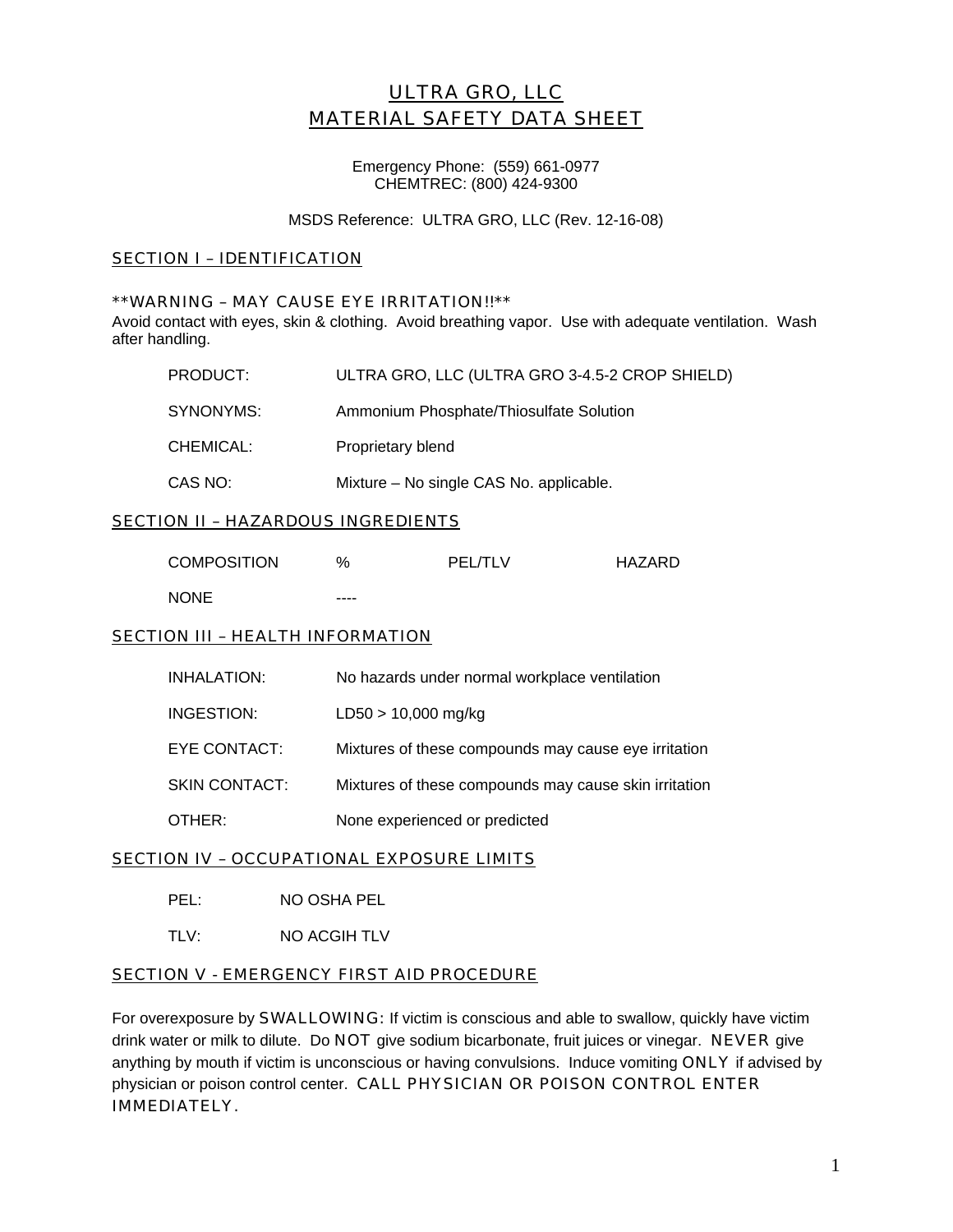# ULTRA GRO, LLC
# MATERIAL SAFETY DATA SHEET

Emergency Phone: (559) 661-0977
CHEMTREC: (800) 424-9300

MSDS Reference: ULTRA GRO, LLC (Rev. 12-16-08)

## SECTION I – IDENTIFICATION

**\*\*WARNING – MAY CAUSE EYE IRRITATION!!\*\***
Avoid contact with eyes, skin & clothing. Avoid breathing vapor. Use with adequate ventilation. Wash after handling.

| | |
|---|---|
| PRODUCT: | ULTRA GRO, LLC (ULTRA GRO 3-4.5-2 CROP SHIELD) |
| SYNONYMS: | Ammonium Phosphate/Thiosulfate Solution |
| CHEMICAL: | Proprietary blend |
| CAS NO: | Mixture – No single CAS No. applicable. |

## SECTION II – HAZARDOUS INGREDIENTS

| COMPOSITION | % | PEL/TLV | HAZARD |
|---|---|---|---|
| NONE | ---- | | |

## SECTION III – HEALTH INFORMATION

| | |
|---|---|
| INHALATION: | No hazards under normal workplace ventilation |
| INGESTION: | LD50 > 10,000 mg/kg |
| EYE CONTACT: | Mixtures of these compounds may cause eye irritation |
| SKIN CONTACT: | Mixtures of these compounds may cause skin irritation |
| OTHER: | None experienced or predicted |

## SECTION IV – OCCUPATIONAL EXPOSURE LIMITS

PEL: NO OSHA PEL

TLV: NO ACGIH TLV

## SECTION V - EMERGENCY FIRST AID PROCEDURE

For overexposure by SWALLOWING: If victim is conscious and able to swallow, quickly have victim drink water or milk to dilute. Do NOT give sodium bicarbonate, fruit juices or vinegar. NEVER give anything by mouth if victim is unconscious or having convulsions. Induce vomiting ONLY if advised by physician or poison control center. CALL PHYSICIAN OR POISON CONTROL ENTER IMMEDIATELY.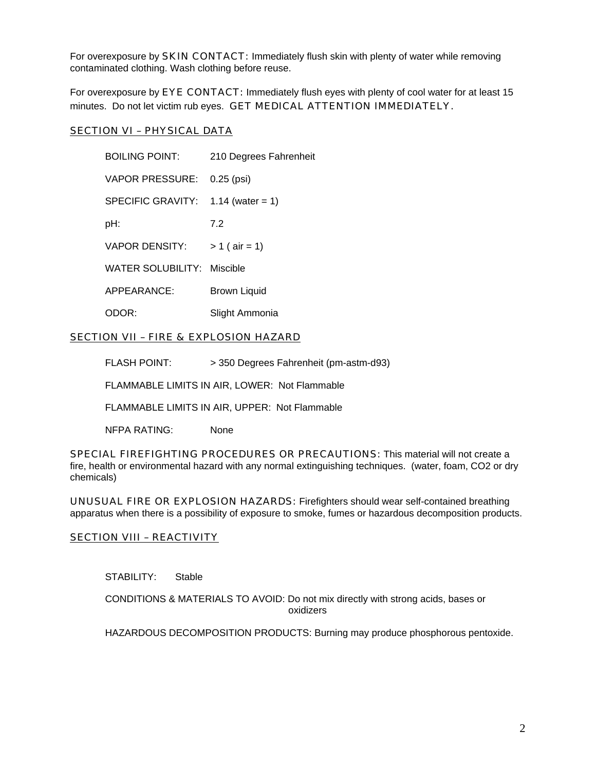For overexposure by **SKIN CONTACT:** Immediately flush skin with plenty of water while removing contaminated clothing. Wash clothing before reuse.

For overexposure by **EYE CONTACT:** Immediately flush eyes with plenty of cool water for at least 15 minutes. Do not let victim rub eyes. **GET MEDICAL ATTENTION IMMEDIATELY.**

## SECTION VI – PHYSICAL DATA

| | |
|---|---|
| BOILING POINT: | 210 Degrees Fahrenheit |
| VAPOR PRESSURE: | 0.25 (psi) |
| SPECIFIC GRAVITY: | 1.14 (water = 1) |
| pH: | 7.2 |
| VAPOR DENSITY: | > 1 ( air = 1) |
| WATER SOLUBILITY: | Miscible |
| APPEARANCE: | Brown Liquid |
| ODOR: | Slight Ammonia |

## SECTION VII – FIRE & EXPLOSION HAZARD

FLASH POINT: > 350 Degrees Fahrenheit (pm-astm-d93)

FLAMMABLE LIMITS IN AIR, LOWER: Not Flammable

FLAMMABLE LIMITS IN AIR, UPPER: Not Flammable

NFPA RATING: None

**SPECIAL FIREFIGHTING PROCEDURES OR PRECAUTIONS:** This material will not create a fire, health or environmental hazard with any normal extinguishing techniques. (water, foam, CO2 or dry chemicals)

**UNUSUAL FIRE OR EXPLOSION HAZARDS:** Firefighters should wear self-contained breathing apparatus when there is a possibility of exposure to smoke, fumes or hazardous decomposition products.

## SECTION VIII – REACTIVITY

STABILITY: Stable

CONDITIONS & MATERIALS TO AVOID: Do not mix directly with strong acids, bases or oxidizers

HAZARDOUS DECOMPOSITION PRODUCTS: Burning may produce phosphorous pentoxide.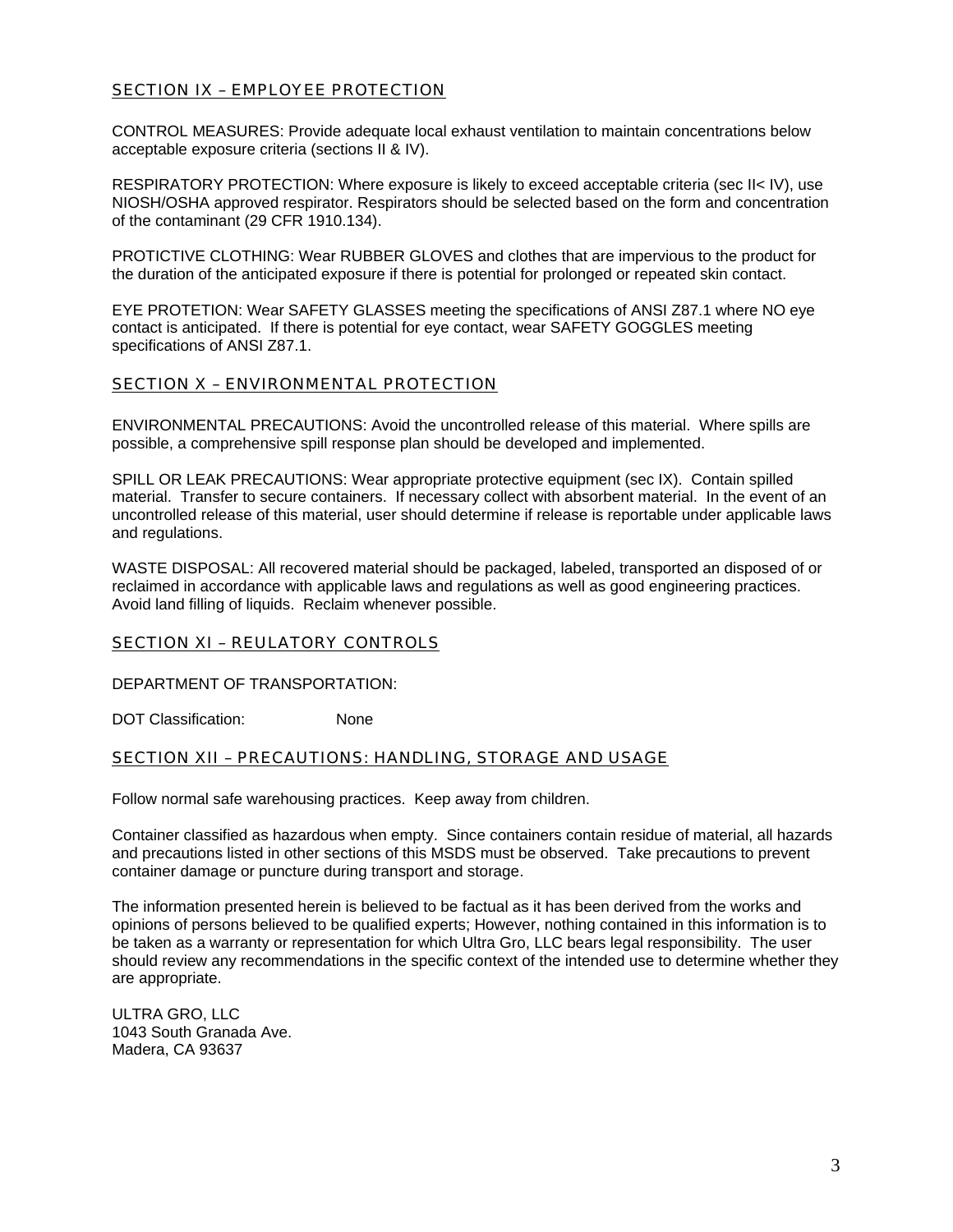## SECTION IX – EMPLOYEE PROTECTION

CONTROL MEASURES: Provide adequate local exhaust ventilation to maintain concentrations below acceptable exposure criteria (sections II & IV).

RESPIRATORY PROTECTION: Where exposure is likely to exceed acceptable criteria (sec II< IV), use NIOSH/OSHA approved respirator. Respirators should be selected based on the form and concentration of the contaminant (29 CFR 1910.134).

PROTICTIVE CLOTHING: Wear RUBBER GLOVES and clothes that are impervious to the product for the duration of the anticipated exposure if there is potential for prolonged or repeated skin contact.

EYE PROTETION: Wear SAFETY GLASSES meeting the specifications of ANSI Z87.1 where NO eye contact is anticipated. If there is potential for eye contact, wear SAFETY GOGGLES meeting specifications of ANSI Z87.1.

## SECTION X – ENVIRONMENTAL PROTECTION

ENVIRONMENTAL PRECAUTIONS: Avoid the uncontrolled release of this material. Where spills are possible, a comprehensive spill response plan should be developed and implemented.

SPILL OR LEAK PRECAUTIONS: Wear appropriate protective equipment (sec IX). Contain spilled material. Transfer to secure containers. If necessary collect with absorbent material. In the event of an uncontrolled release of this material, user should determine if release is reportable under applicable laws and regulations.

WASTE DISPOSAL: All recovered material should be packaged, labeled, transported an disposed of or reclaimed in accordance with applicable laws and regulations as well as good engineering practices. Avoid land filling of liquids. Reclaim whenever possible.

## SECTION XI – REULATORY CONTROLS

DEPARTMENT OF TRANSPORTATION:

DOT Classification: None

## SECTION XII – PRECAUTIONS: HANDLING, STORAGE AND USAGE

Follow normal safe warehousing practices. Keep away from children.

Container classified as hazardous when empty. Since containers contain residue of material, all hazards and precautions listed in other sections of this MSDS must be observed. Take precautions to prevent container damage or puncture during transport and storage.

The information presented herein is believed to be factual as it has been derived from the works and opinions of persons believed to be qualified experts; However, nothing contained in this information is to be taken as a warranty or representation for which Ultra Gro, LLC bears legal responsibility. The user should review any recommendations in the specific context of the intended use to determine whether they are appropriate.

ULTRA GRO, LLC
1043 South Granada Ave.
Madera, CA 93637